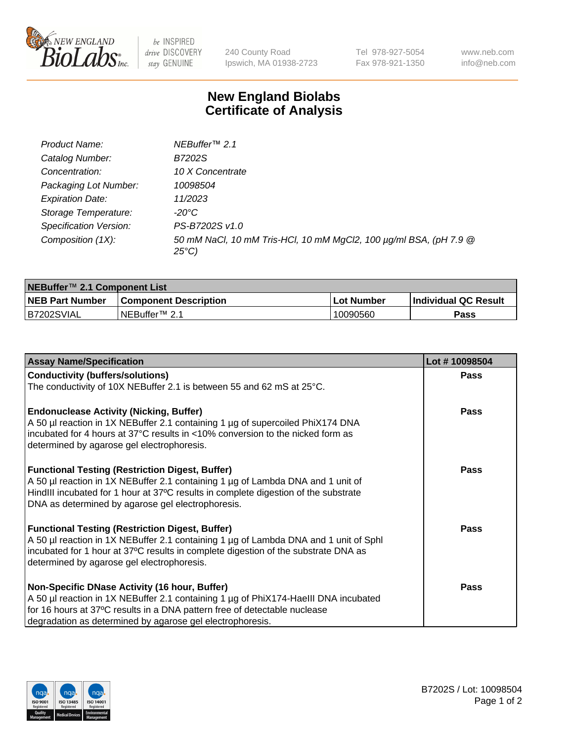# New England Biolabs Certificate of Analysis

| | |
|---|---|
| *Product Name:* | *NEBuffer™ 2.1* |
| *Catalog Number:* | *B7202S* |
| *Concentration:* | *10 X Concentrate* |
| *Packaging Lot Number:* | *10098504* |
| *Expiration Date:* | *11/2023* |
| *Storage Temperature:* | *-20°C* |
| *Specification Version:* | *PS-B7202S v1.0* |
| *Composition (1X):* | *50 mM NaCl, 10 mM Tris-HCl, 10 mM $MgCl_2$, 100 µg/ml BSA, (pH 7.9 @ 25°C)* |

**NEBuffer™ 2.1 Component List**

| NEB Part Number | Component Description | Lot Number | Individual QC Result |
|---|---|---|---|
| B7202SVIAL | NEBuffer™ 2.1 | 10090560 | Pass |

| Assay Name/Specification | Lot # 10098504 |
|---|---|
| **Conductivity (buffers/solutions)**<br>The conductivity of 10X NEBuffer 2.1 is between 55 and 62 mS at 25°C. | Pass |
| **Endonuclease Activity (Nicking, Buffer)**<br>A 50 µl reaction in 1X NEBuffer 2.1 containing 1 µg of supercoiled PhiX174 DNA incubated for 4 hours at 37°C results in <10% conversion to the nicked form as determined by agarose gel electrophoresis. | Pass |
| **Functional Testing (Restriction Digest, Buffer)**<br>A 50 µl reaction in 1X NEBuffer 2.1 containing 1 µg of Lambda DNA and 1 unit of HindIII incubated for 1 hour at 37ºC results in complete digestion of the substrate DNA as determined by agarose gel electrophoresis. | Pass |
| **Functional Testing (Restriction Digest, Buffer)**<br>A 50 µl reaction in 1X NEBuffer 2.1 containing 1 µg of Lambda DNA and 1 unit of SphI incubated for 1 hour at 37ºC results in complete digestion of the substrate DNA as determined by agarose gel electrophoresis. | Pass |
| **Non-Specific DNase Activity (16 hour, Buffer)**<br>A 50 µl reaction in 1X NEBuffer 2.1 containing 1 µg of PhiX174-HaeIII DNA incubated for 16 hours at 37ºC results in a DNA pattern free of detectable nuclease degradation as determined by agarose gel electrophoresis. | Pass |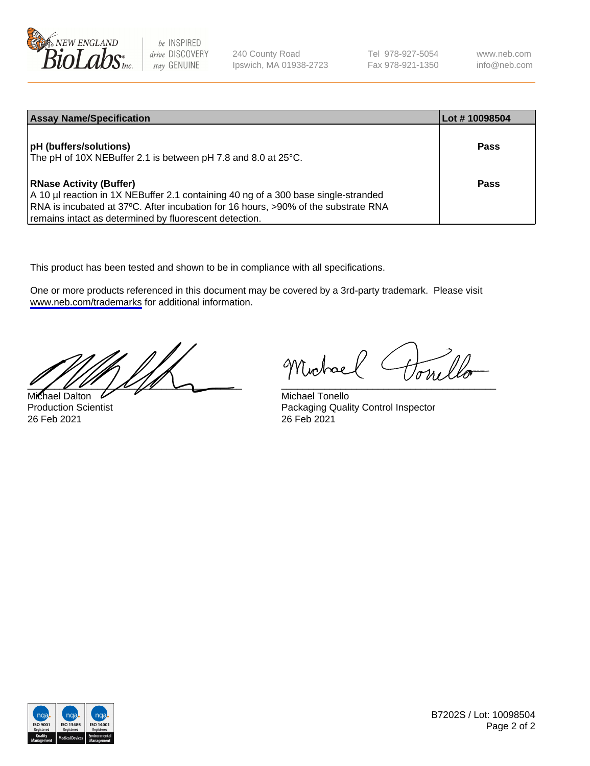| Assay Name/Specification | Lot # 10098504 |
|---|---|
| **pH (buffers/solutions)**<br>The pH of 10X NEBuffer 2.1 is between pH 7.8 and 8.0 at 25°C. | **Pass** |
| **RNase Activity (Buffer)**<br>A 10 µl reaction in 1X NEBuffer 2.1 containing 40 ng of a 300 base single-stranded RNA is incubated at 37ºC. After incubation for 16 hours, >90% of the substrate RNA remains intact as determined by fluorescent detection. | **Pass** |

This product has been tested and shown to be in compliance with all specifications.

One or more products referenced in this document may be covered by a 3rd-party trademark. Please visit www.neb.com/trademarks for additional information.

Michael Dalton
Production Scientist
26 Feb 2021

Michael Tonello
Packaging Quality Control Inspector
26 Feb 2021

B7202S / Lot: 10098504